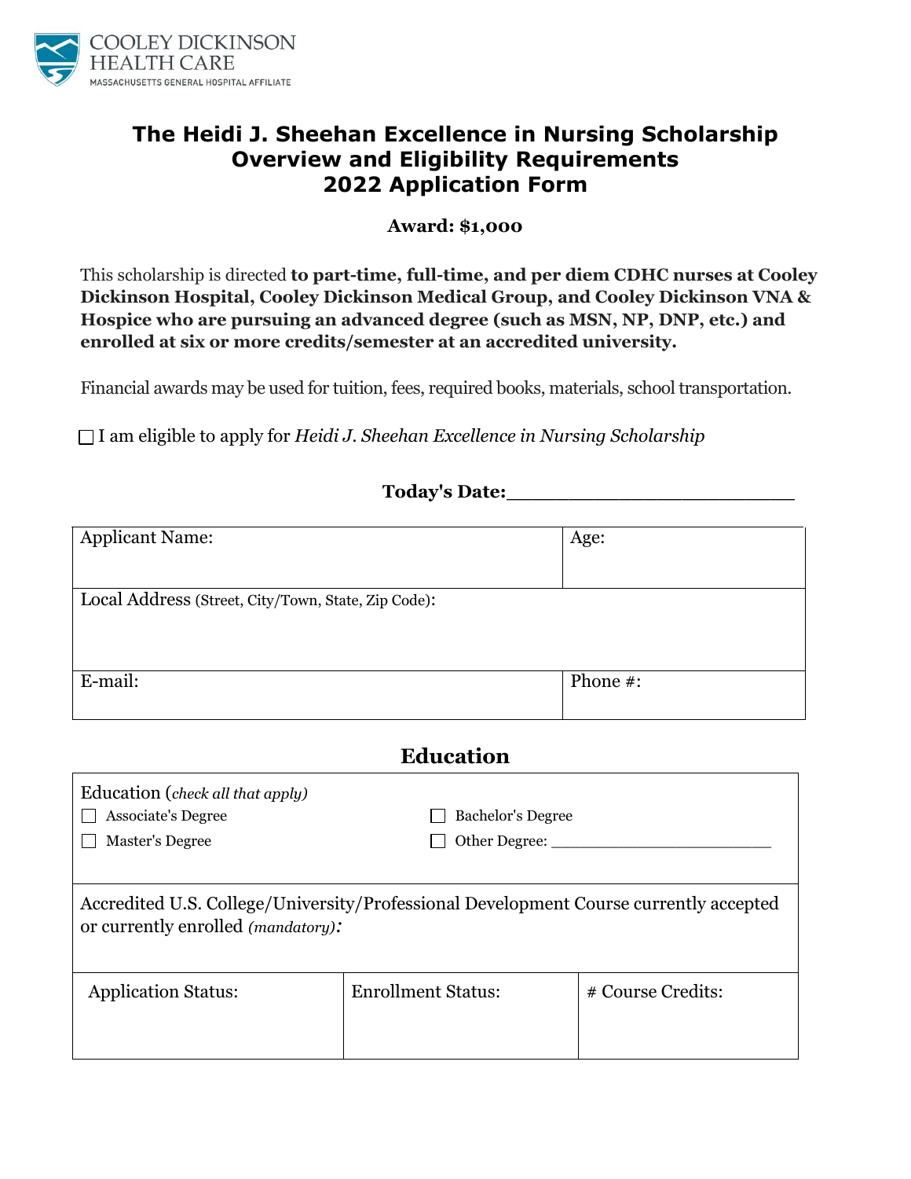COOLEY DICKINSON HEALTH CARE
MASSACHUSETTS GENERAL HOSPITAL AFFILIATE

# The Heidi J. Sheehan Excellence in Nursing Scholarship Overview and Eligibility Requirements 2022 Application Form

**Award: $1,000**

This scholarship is directed **to part-time, full-time, and per diem CDHC nurses at Cooley Dickinson Hospital, Cooley Dickinson Medical Group, and Cooley Dickinson VNA & Hospice who are pursuing an advanced degree (such as MSN, NP, DNP, etc.) and enrolled at six or more credits/semester at an accredited university.**

Financial awards may be used for tuition, fees, required books, materials, school transportation.

☐ I am eligible to apply for *Heidi J. Sheehan Excellence in Nursing Scholarship*

**Today's Date:**\_\_\_\_\_\_\_\_\_\_\_\_\_\_\_\_\_\_\_\_\_\_\_\_

| Applicant Name: | Age: |
|---|---|
| Local Address (Street, City/Town, State, Zip Code): | |
| E-mail: | Phone #: |

## Education

Education (*check all that apply)*

- ☐ Associate's Degree
- ☐ Bachelor's Degree
- ☐ Master's Degree
- ☐ Other Degree: \_\_\_\_\_\_\_\_\_\_\_\_\_\_\_\_\_\_\_\_\_\_\_\_

Accredited U.S. College/University/Professional Development Course currently accepted or currently enrolled *(mandatory)*:

| Application Status: | Enrollment Status: | # Course Credits: |
|---|---|---|
| | | |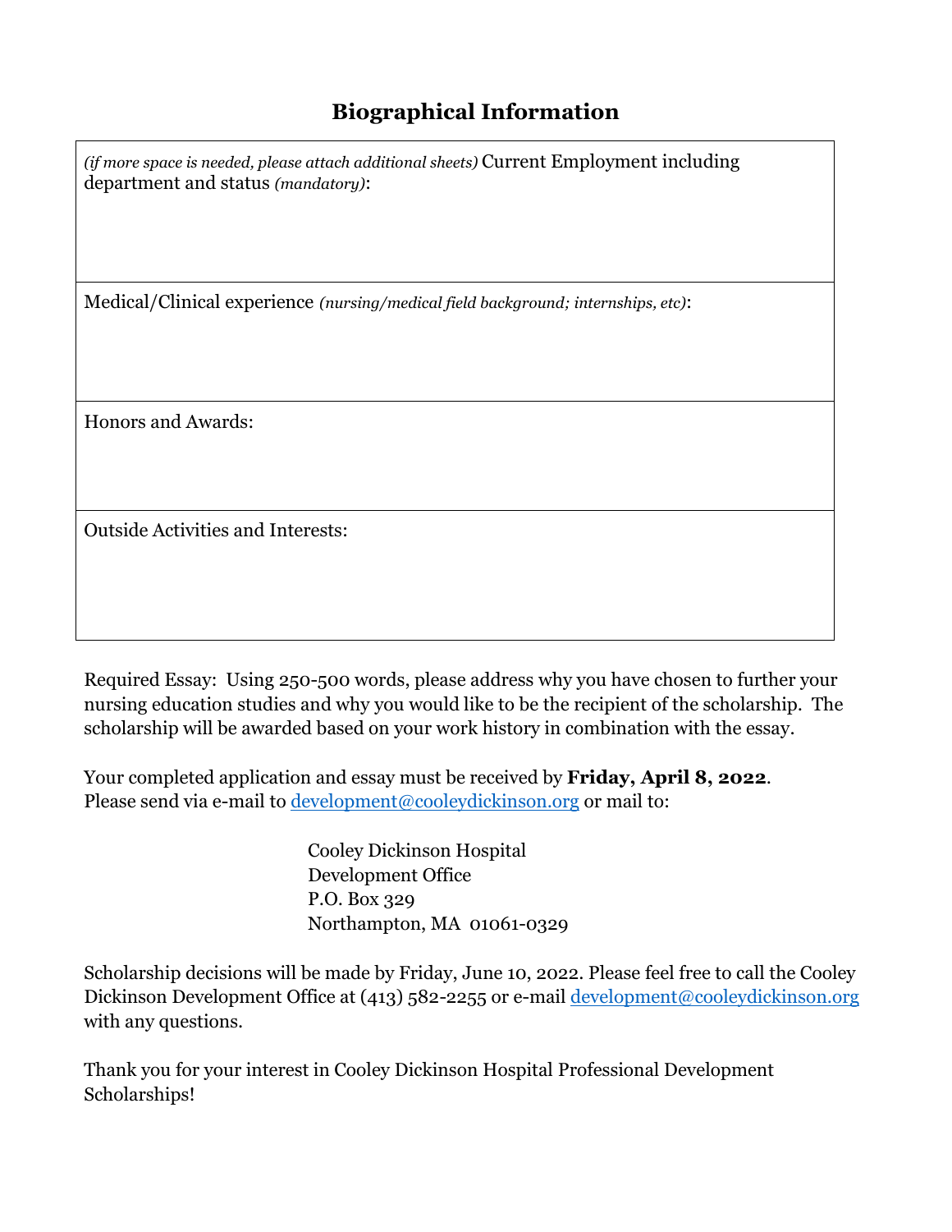## Biographical Information

| |
|---|
| *(if more space is needed, please attach additional sheets)* Current Employment including department and status *(mandatory)*: |
| Medical/Clinical experience *(nursing/medical field background; internships, etc)*: |
| Honors and Awards: |
| Outside Activities and Interests: |

Required Essay: Using 250-500 words, please address why you have chosen to further your nursing education studies and why you would like to be the recipient of the scholarship. The scholarship will be awarded based on your work history in combination with the essay.

Your completed application and essay must be received by **Friday, April 8, 2022**. Please send via e-mail to development@cooleydickinson.org or mail to:

Cooley Dickinson Hospital
Development Office
P.O. Box 329
Northampton, MA 01061-0329

Scholarship decisions will be made by Friday, June 10, 2022. Please feel free to call the Cooley Dickinson Development Office at (413) 582-2255 or e-mail development@cooleydickinson.org with any questions.

Thank you for your interest in Cooley Dickinson Hospital Professional Development Scholarships!